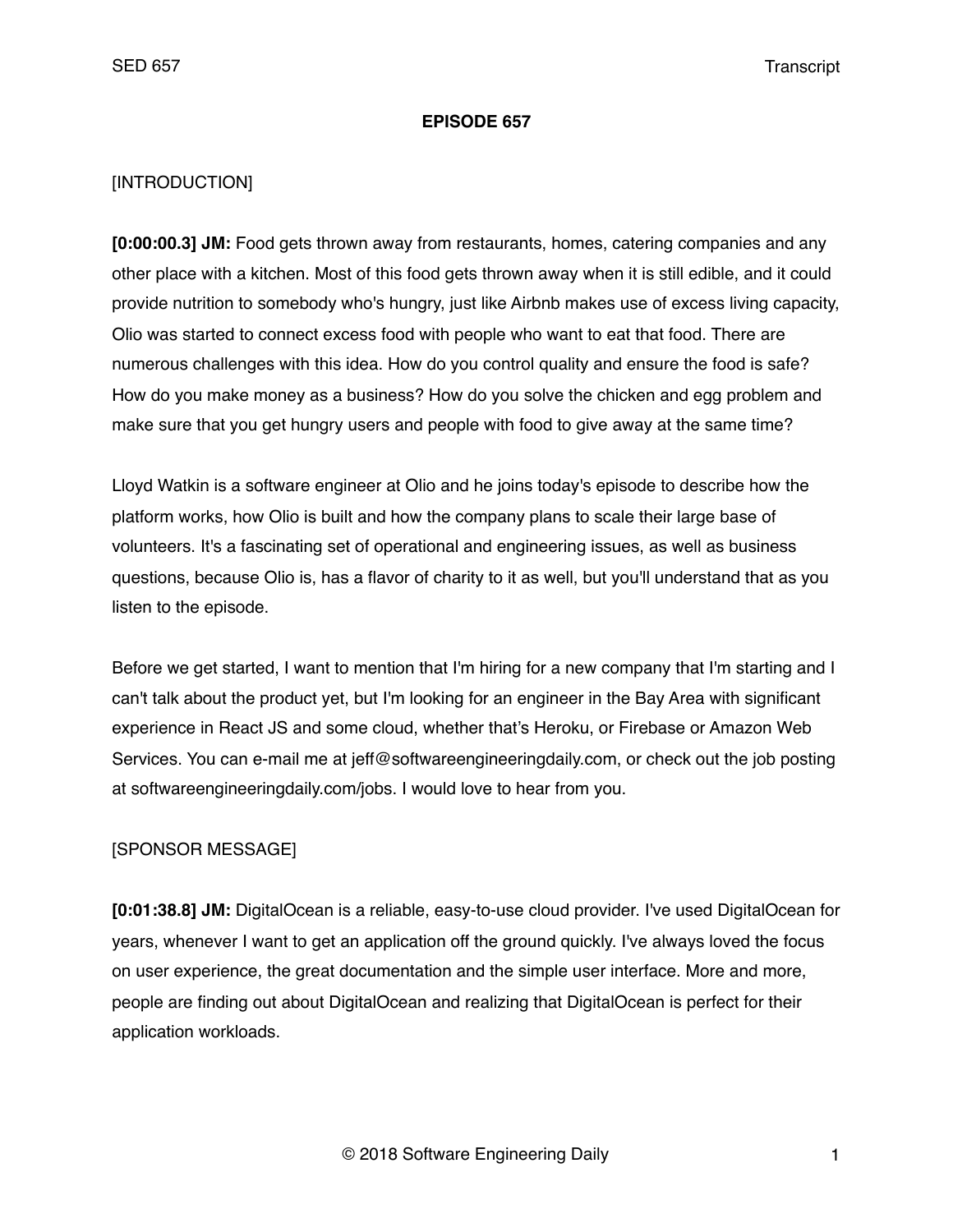# EPISODE 657

[INTRODUCTION]

**[0:00:00.3] JM:** Food gets thrown away from restaurants, homes, catering companies and any other place with a kitchen. Most of this food gets thrown away when it is still edible, and it could provide nutrition to somebody who's hungry, just like Airbnb makes use of excess living capacity, Olio was started to connect excess food with people who want to eat that food. There are numerous challenges with this idea. How do you control quality and ensure the food is safe? How do you make money as a business? How do you solve the chicken and egg problem and make sure that you get hungry users and people with food to give away at the same time?

Lloyd Watkin is a software engineer at Olio and he joins today's episode to describe how the platform works, how Olio is built and how the company plans to scale their large base of volunteers. It's a fascinating set of operational and engineering issues, as well as business questions, because Olio is, has a flavor of charity to it as well, but you'll understand that as you listen to the episode.

Before we get started, I want to mention that I'm hiring for a new company that I'm starting and I can't talk about the product yet, but I'm looking for an engineer in the Bay Area with significant experience in React JS and some cloud, whether that's Heroku, or Firebase or Amazon Web Services. You can e-mail me at jeff@softwareengineeringdaily.com, or check out the job posting at softwareengineeringdaily.com/jobs. I would love to hear from you.

[SPONSOR MESSAGE]

**[0:01:38.8] JM:** DigitalOcean is a reliable, easy-to-use cloud provider. I've used DigitalOcean for years, whenever I want to get an application off the ground quickly. I've always loved the focus on user experience, the great documentation and the simple user interface. More and more, people are finding out about DigitalOcean and realizing that DigitalOcean is perfect for their application workloads.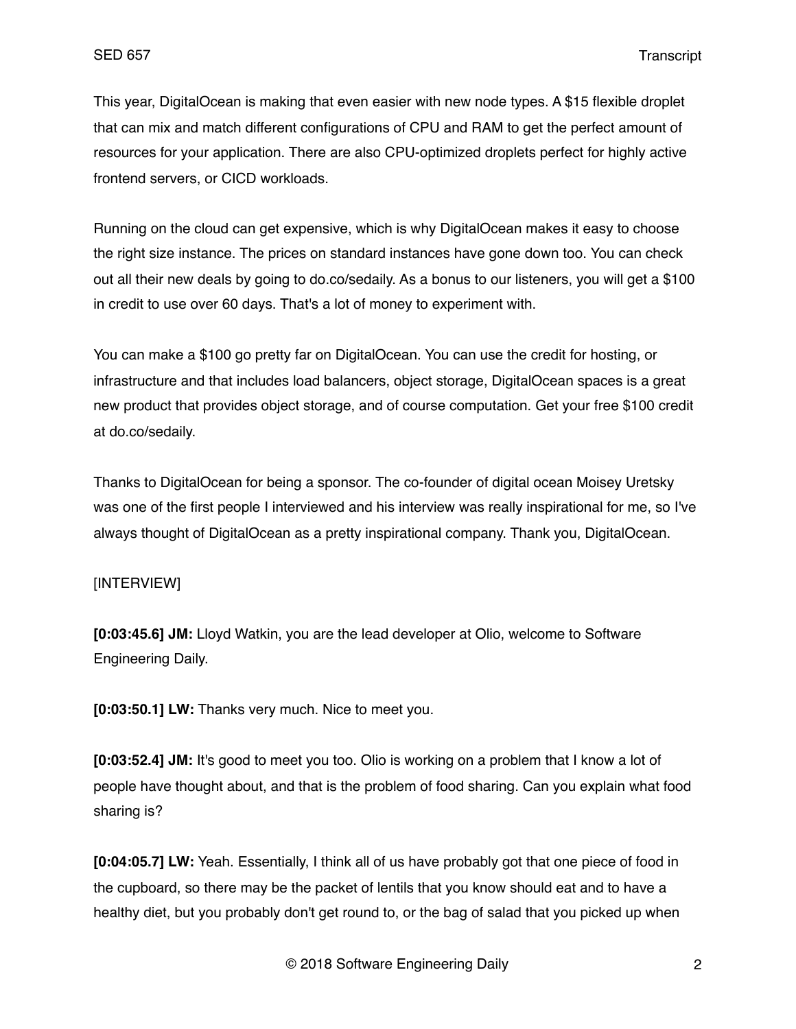This year, DigitalOcean is making that even easier with new node types. A $15 flexible droplet that can mix and match different configurations of CPU and RAM to get the perfect amount of resources for your application. There are also CPU-optimized droplets perfect for highly active frontend servers, or CICD workloads.

Running on the cloud can get expensive, which is why DigitalOcean makes it easy to choose the right size instance. The prices on standard instances have gone down too. You can check out all their new deals by going to do.co/sedaily. As a bonus to our listeners, you will get a $100 in credit to use over 60 days. That's a lot of money to experiment with.

You can make a $100 go pretty far on DigitalOcean. You can use the credit for hosting, or infrastructure and that includes load balancers, object storage, DigitalOcean spaces is a great new product that provides object storage, and of course computation. Get your free $100 credit at do.co/sedaily.

Thanks to DigitalOcean for being a sponsor. The co-founder of digital ocean Moisey Uretsky was one of the first people I interviewed and his interview was really inspirational for me, so I've always thought of DigitalOcean as a pretty inspirational company. Thank you, DigitalOcean.

[INTERVIEW]

**[0:03:45.6] JM:** Lloyd Watkin, you are the lead developer at Olio, welcome to Software Engineering Daily.

**[0:03:50.1] LW:** Thanks very much. Nice to meet you.

**[0:03:52.4] JM:** It's good to meet you too. Olio is working on a problem that I know a lot of people have thought about, and that is the problem of food sharing. Can you explain what food sharing is?

**[0:04:05.7] LW:** Yeah. Essentially, I think all of us have probably got that one piece of food in the cupboard, so there may be the packet of lentils that you know should eat and to have a healthy diet, but you probably don't get round to, or the bag of salad that you picked up when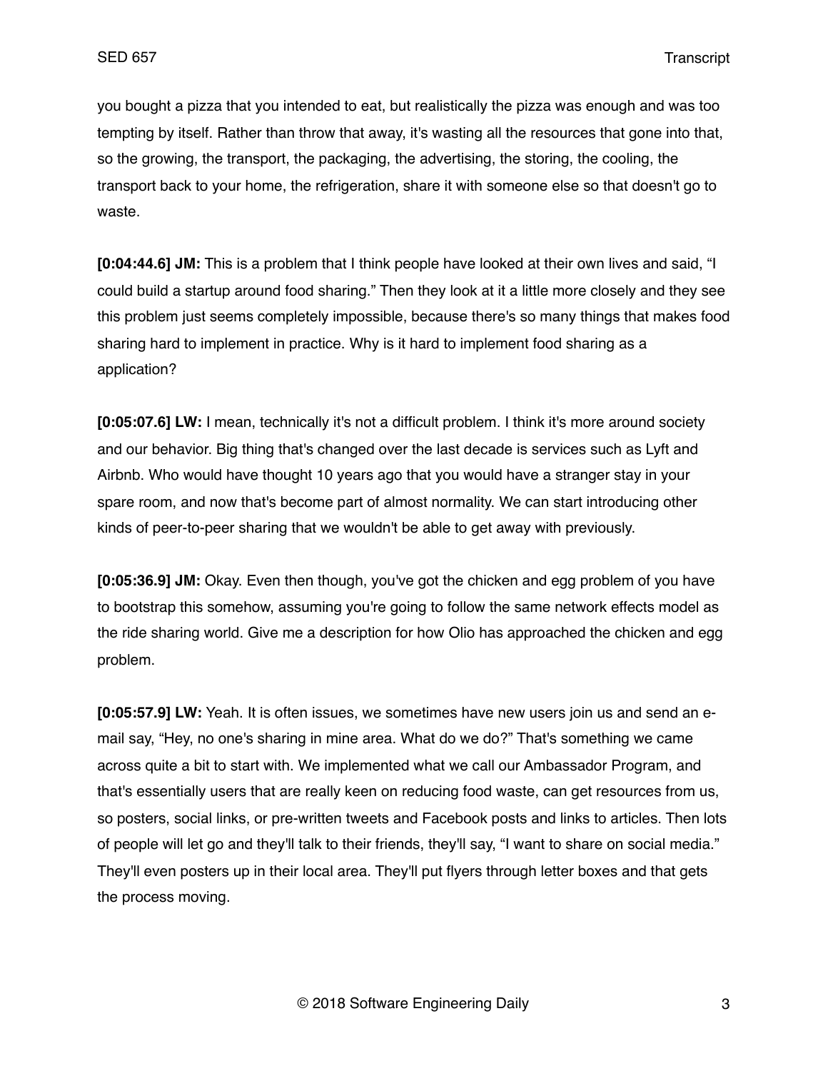you bought a pizza that you intended to eat, but realistically the pizza was enough and was too tempting by itself. Rather than throw that away, it's wasting all the resources that gone into that, so the growing, the transport, the packaging, the advertising, the storing, the cooling, the transport back to your home, the refrigeration, share it with someone else so that doesn't go to waste.

**[0:04:44.6] JM:** This is a problem that I think people have looked at their own lives and said, "I could build a startup around food sharing." Then they look at it a little more closely and they see this problem just seems completely impossible, because there's so many things that makes food sharing hard to implement in practice. Why is it hard to implement food sharing as a application?

**[0:05:07.6] LW:** I mean, technically it's not a difficult problem. I think it's more around society and our behavior. Big thing that's changed over the last decade is services such as Lyft and Airbnb. Who would have thought 10 years ago that you would have a stranger stay in your spare room, and now that's become part of almost normality. We can start introducing other kinds of peer-to-peer sharing that we wouldn't be able to get away with previously.

**[0:05:36.9] JM:** Okay. Even then though, you've got the chicken and egg problem of you have to bootstrap this somehow, assuming you're going to follow the same network effects model as the ride sharing world. Give me a description for how Olio has approached the chicken and egg problem.

**[0:05:57.9] LW:** Yeah. It is often issues, we sometimes have new users join us and send an e-mail say, "Hey, no one's sharing in mine area. What do we do?" That's something we came across quite a bit to start with. We implemented what we call our Ambassador Program, and that's essentially users that are really keen on reducing food waste, can get resources from us, so posters, social links, or pre-written tweets and Facebook posts and links to articles. Then lots of people will let go and they'll talk to their friends, they'll say, "I want to share on social media." They'll even posters up in their local area. They'll put flyers through letter boxes and that gets the process moving.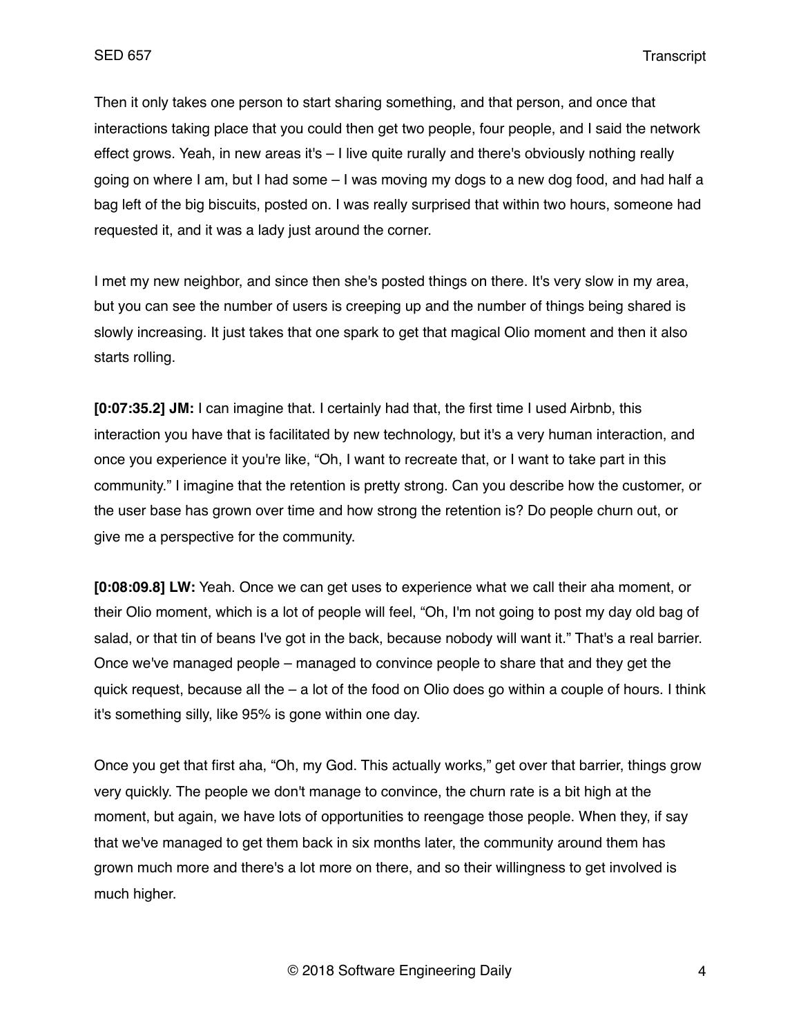Then it only takes one person to start sharing something, and that person, and once that interactions taking place that you could then get two people, four people, and I said the network effect grows. Yeah, in new areas it's – I live quite rurally and there's obviously nothing really going on where I am, but I had some – I was moving my dogs to a new dog food, and had half a bag left of the big biscuits, posted on. I was really surprised that within two hours, someone had requested it, and it was a lady just around the corner.

I met my new neighbor, and since then she's posted things on there. It's very slow in my area, but you can see the number of users is creeping up and the number of things being shared is slowly increasing. It just takes that one spark to get that magical Olio moment and then it also starts rolling.

**[0:07:35.2] JM:** I can imagine that. I certainly had that, the first time I used Airbnb, this interaction you have that is facilitated by new technology, but it's a very human interaction, and once you experience it you're like, "Oh, I want to recreate that, or I want to take part in this community." I imagine that the retention is pretty strong. Can you describe how the customer, or the user base has grown over time and how strong the retention is? Do people churn out, or give me a perspective for the community.

**[0:08:09.8] LW:** Yeah. Once we can get uses to experience what we call their aha moment, or their Olio moment, which is a lot of people will feel, "Oh, I'm not going to post my day old bag of salad, or that tin of beans I've got in the back, because nobody will want it." That's a real barrier. Once we've managed people – managed to convince people to share that and they get the quick request, because all the – a lot of the food on Olio does go within a couple of hours. I think it's something silly, like 95% is gone within one day.

Once you get that first aha, "Oh, my God. This actually works," get over that barrier, things grow very quickly. The people we don't manage to convince, the churn rate is a bit high at the moment, but again, we have lots of opportunities to reengage those people. When they, if say that we've managed to get them back in six months later, the community around them has grown much more and there's a lot more on there, and so their willingness to get involved is much higher.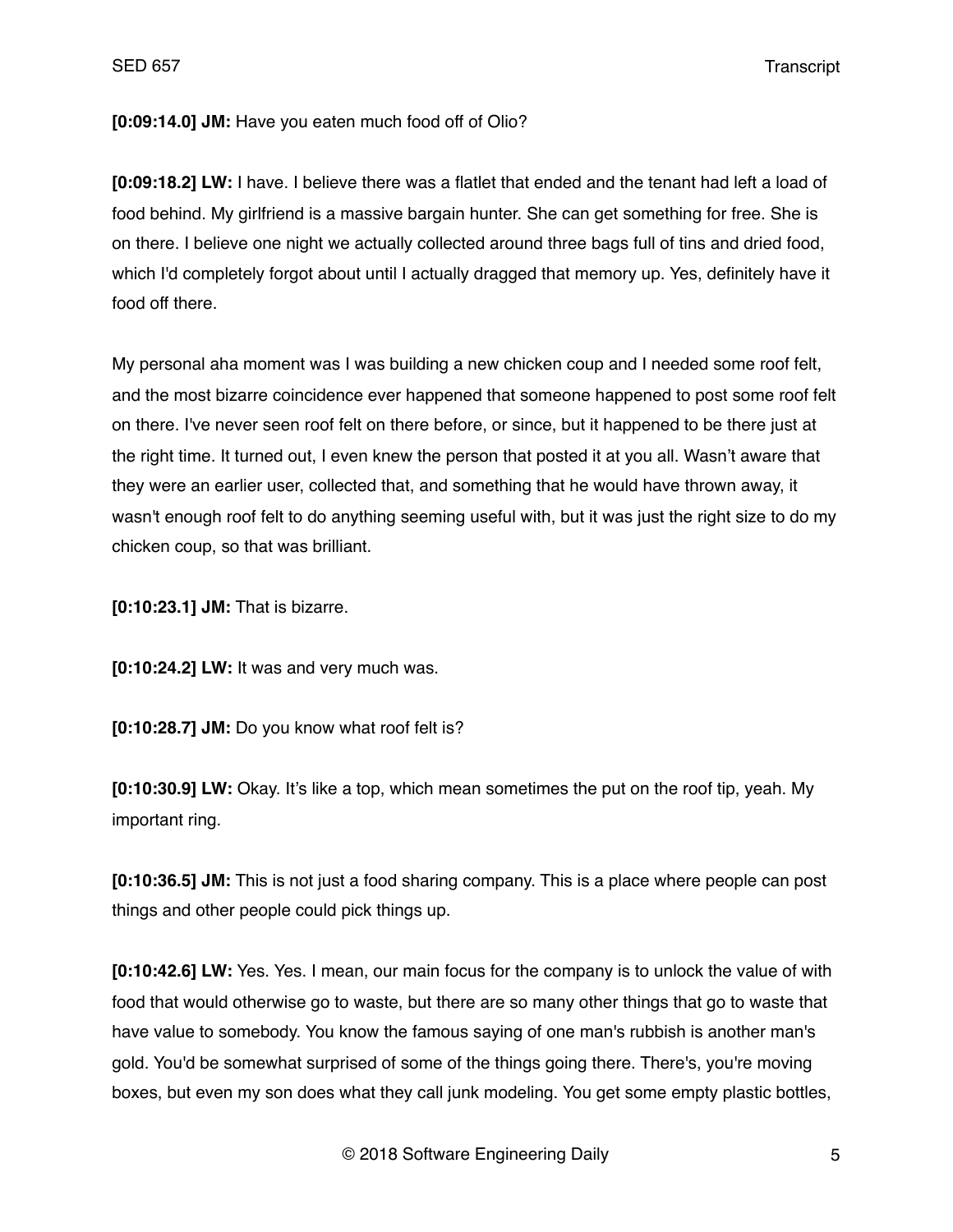**[0:09:14.0] JM:** Have you eaten much food off of Olio?

**[0:09:18.2] LW:** I have. I believe there was a flatlet that ended and the tenant had left a load of food behind. My girlfriend is a massive bargain hunter. She can get something for free. She is on there. I believe one night we actually collected around three bags full of tins and dried food, which I'd completely forgot about until I actually dragged that memory up. Yes, definitely have it food off there.

My personal aha moment was I was building a new chicken coup and I needed some roof felt, and the most bizarre coincidence ever happened that someone happened to post some roof felt on there. I've never seen roof felt on there before, or since, but it happened to be there just at the right time. It turned out, I even knew the person that posted it at you all. Wasn't aware that they were an earlier user, collected that, and something that he would have thrown away, it wasn't enough roof felt to do anything seeming useful with, but it was just the right size to do my chicken coup, so that was brilliant.

**[0:10:23.1] JM:** That is bizarre.

**[0:10:24.2] LW:** It was and very much was.

**[0:10:28.7] JM:** Do you know what roof felt is?

**[0:10:30.9] LW:** Okay. It's like a top, which mean sometimes the put on the roof tip, yeah. My important ring.

**[0:10:36.5] JM:** This is not just a food sharing company. This is a place where people can post things and other people could pick things up.

**[0:10:42.6] LW:** Yes. Yes. I mean, our main focus for the company is to unlock the value of with food that would otherwise go to waste, but there are so many other things that go to waste that have value to somebody. You know the famous saying of one man's rubbish is another man's gold. You'd be somewhat surprised of some of the things going there. There's, you're moving boxes, but even my son does what they call junk modeling. You get some empty plastic bottles,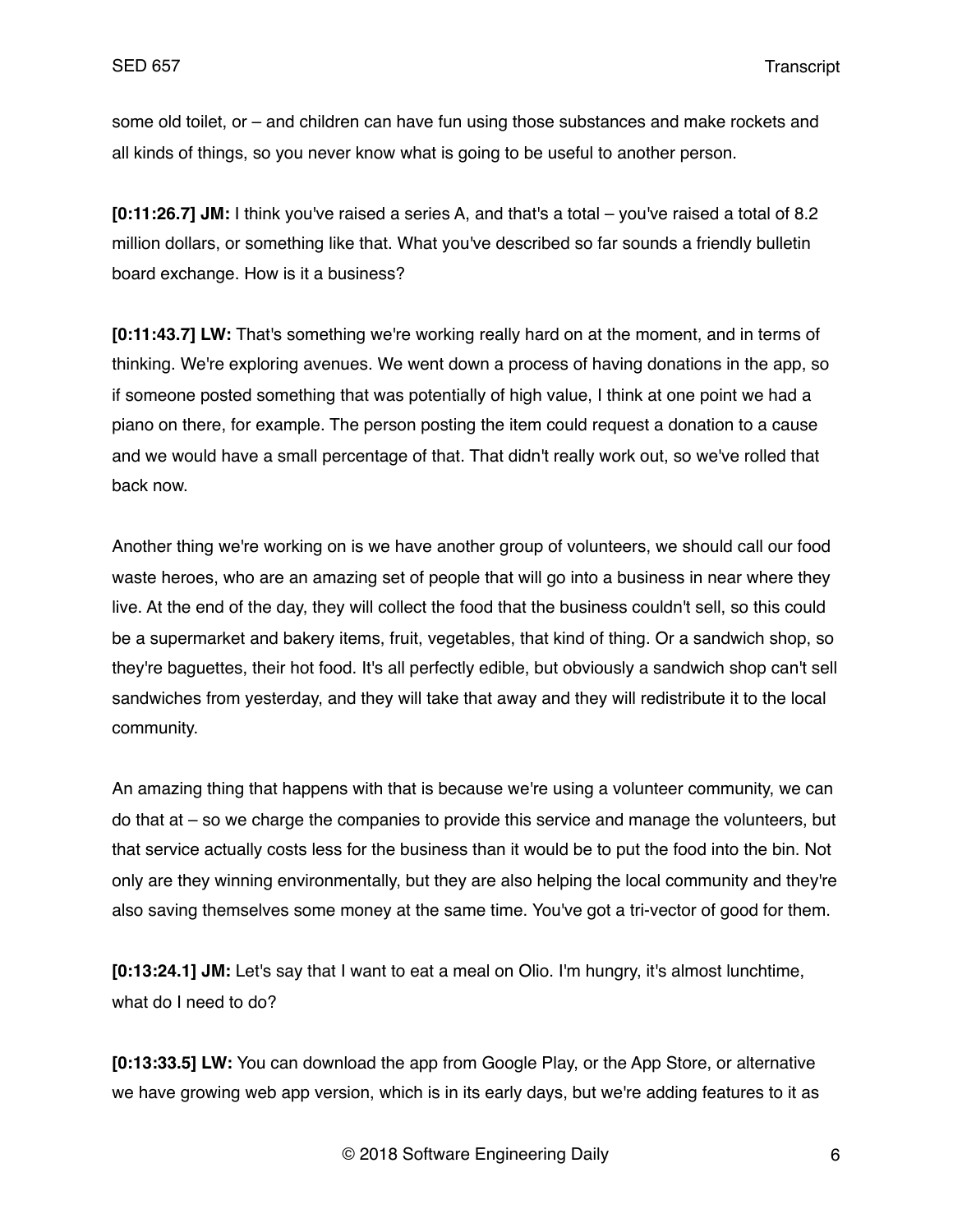some old toilet, or – and children can have fun using those substances and make rockets and all kinds of things, so you never know what is going to be useful to another person.

**[0:11:26.7] JM:** I think you've raised a series A, and that's a total – you've raised a total of 8.2 million dollars, or something like that. What you've described so far sounds a friendly bulletin board exchange. How is it a business?

**[0:11:43.7] LW:** That's something we're working really hard on at the moment, and in terms of thinking. We're exploring avenues. We went down a process of having donations in the app, so if someone posted something that was potentially of high value, I think at one point we had a piano on there, for example. The person posting the item could request a donation to a cause and we would have a small percentage of that. That didn't really work out, so we've rolled that back now.

Another thing we're working on is we have another group of volunteers, we should call our food waste heroes, who are an amazing set of people that will go into a business in near where they live. At the end of the day, they will collect the food that the business couldn't sell, so this could be a supermarket and bakery items, fruit, vegetables, that kind of thing. Or a sandwich shop, so they're baguettes, their hot food. It's all perfectly edible, but obviously a sandwich shop can't sell sandwiches from yesterday, and they will take that away and they will redistribute it to the local community.

An amazing thing that happens with that is because we're using a volunteer community, we can do that at – so we charge the companies to provide this service and manage the volunteers, but that service actually costs less for the business than it would be to put the food into the bin. Not only are they winning environmentally, but they are also helping the local community and they're also saving themselves some money at the same time. You've got a tri-vector of good for them.

**[0:13:24.1] JM:** Let's say that I want to eat a meal on Olio. I'm hungry, it's almost lunchtime, what do I need to do?

**[0:13:33.5] LW:** You can download the app from Google Play, or the App Store, or alternative we have growing web app version, which is in its early days, but we're adding features to it as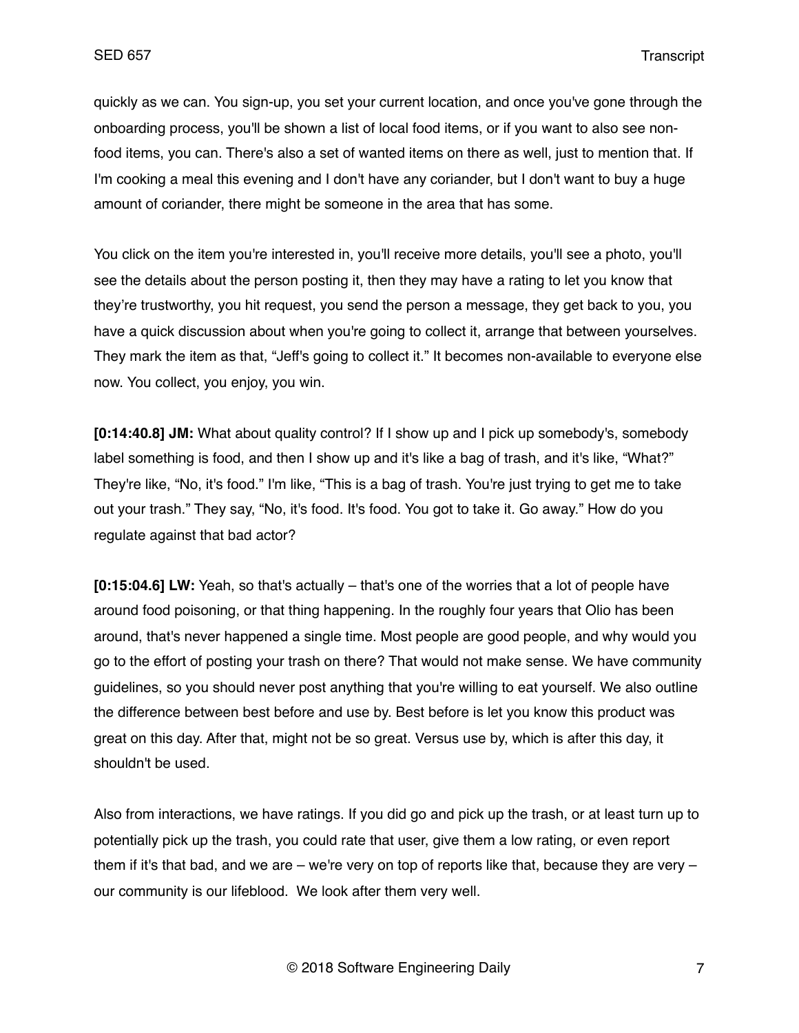quickly as we can. You sign-up, you set your current location, and once you've gone through the onboarding process, you'll be shown a list of local food items, or if you want to also see non-food items, you can. There's also a set of wanted items on there as well, just to mention that. If I'm cooking a meal this evening and I don't have any coriander, but I don't want to buy a huge amount of coriander, there might be someone in the area that has some.

You click on the item you're interested in, you'll receive more details, you'll see a photo, you'll see the details about the person posting it, then they may have a rating to let you know that they're trustworthy, you hit request, you send the person a message, they get back to you, you have a quick discussion about when you're going to collect it, arrange that between yourselves. They mark the item as that, "Jeff's going to collect it." It becomes non-available to everyone else now. You collect, you enjoy, you win.

**[0:14:40.8] JM:** What about quality control? If I show up and I pick up somebody's, somebody label something is food, and then I show up and it's like a bag of trash, and it's like, "What?" They're like, "No, it's food." I'm like, "This is a bag of trash. You're just trying to get me to take out your trash." They say, "No, it's food. It's food. You got to take it. Go away." How do you regulate against that bad actor?

**[0:15:04.6] LW:** Yeah, so that's actually – that's one of the worries that a lot of people have around food poisoning, or that thing happening. In the roughly four years that Olio has been around, that's never happened a single time. Most people are good people, and why would you go to the effort of posting your trash on there? That would not make sense. We have community guidelines, so you should never post anything that you're willing to eat yourself. We also outline the difference between best before and use by. Best before is let you know this product was great on this day. After that, might not be so great. Versus use by, which is after this day, it shouldn't be used.

Also from interactions, we have ratings. If you did go and pick up the trash, or at least turn up to potentially pick up the trash, you could rate that user, give them a low rating, or even report them if it's that bad, and we are – we're very on top of reports like that, because they are very – our community is our lifeblood. We look after them very well.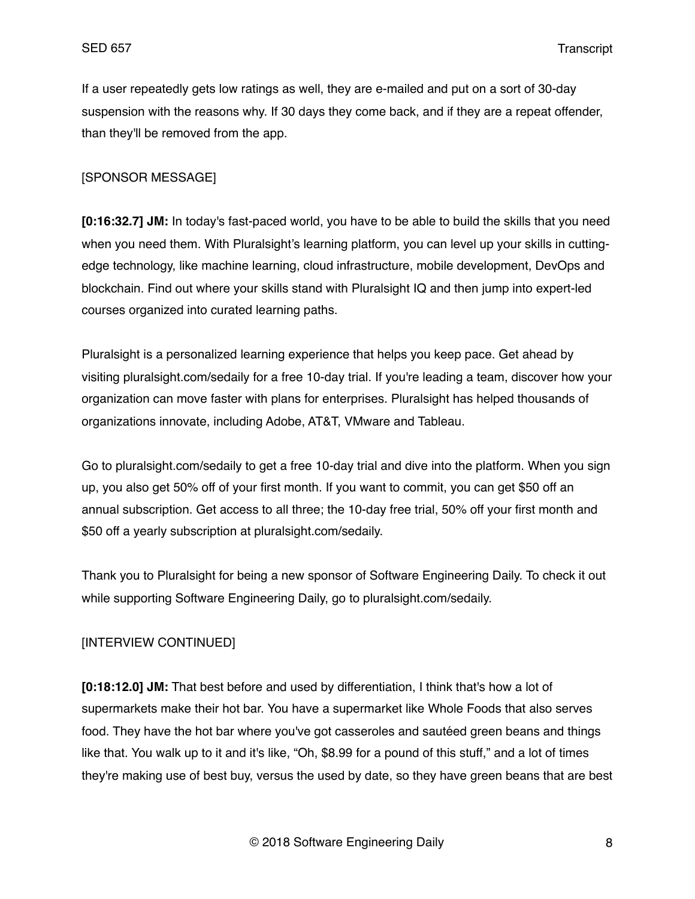If a user repeatedly gets low ratings as well, they are e-mailed and put on a sort of 30-day suspension with the reasons why. If 30 days they come back, and if they are a repeat offender, than they'll be removed from the app.

[SPONSOR MESSAGE]

**[0:16:32.7] JM:** In today's fast-paced world, you have to be able to build the skills that you need when you need them. With Pluralsight's learning platform, you can level up your skills in cutting-edge technology, like machine learning, cloud infrastructure, mobile development, DevOps and blockchain. Find out where your skills stand with Pluralsight IQ and then jump into expert-led courses organized into curated learning paths.

Pluralsight is a personalized learning experience that helps you keep pace. Get ahead by visiting pluralsight.com/sedaily for a free 10-day trial. If you're leading a team, discover how your organization can move faster with plans for enterprises. Pluralsight has helped thousands of organizations innovate, including Adobe, AT&T, VMware and Tableau.

Go to pluralsight.com/sedaily to get a free 10-day trial and dive into the platform. When you sign up, you also get 50% off of your first month. If you want to commit, you can get $50 off an annual subscription. Get access to all three; the 10-day free trial, 50% off your first month and $50 off a yearly subscription at pluralsight.com/sedaily.

Thank you to Pluralsight for being a new sponsor of Software Engineering Daily. To check it out while supporting Software Engineering Daily, go to pluralsight.com/sedaily.

[INTERVIEW CONTINUED]

**[0:18:12.0] JM:** That best before and used by differentiation, I think that's how a lot of supermarkets make their hot bar. You have a supermarket like Whole Foods that also serves food. They have the hot bar where you've got casseroles and sautéed green beans and things like that. You walk up to it and it's like, "Oh, $8.99 for a pound of this stuff," and a lot of times they're making use of best buy, versus the used by date, so they have green beans that are best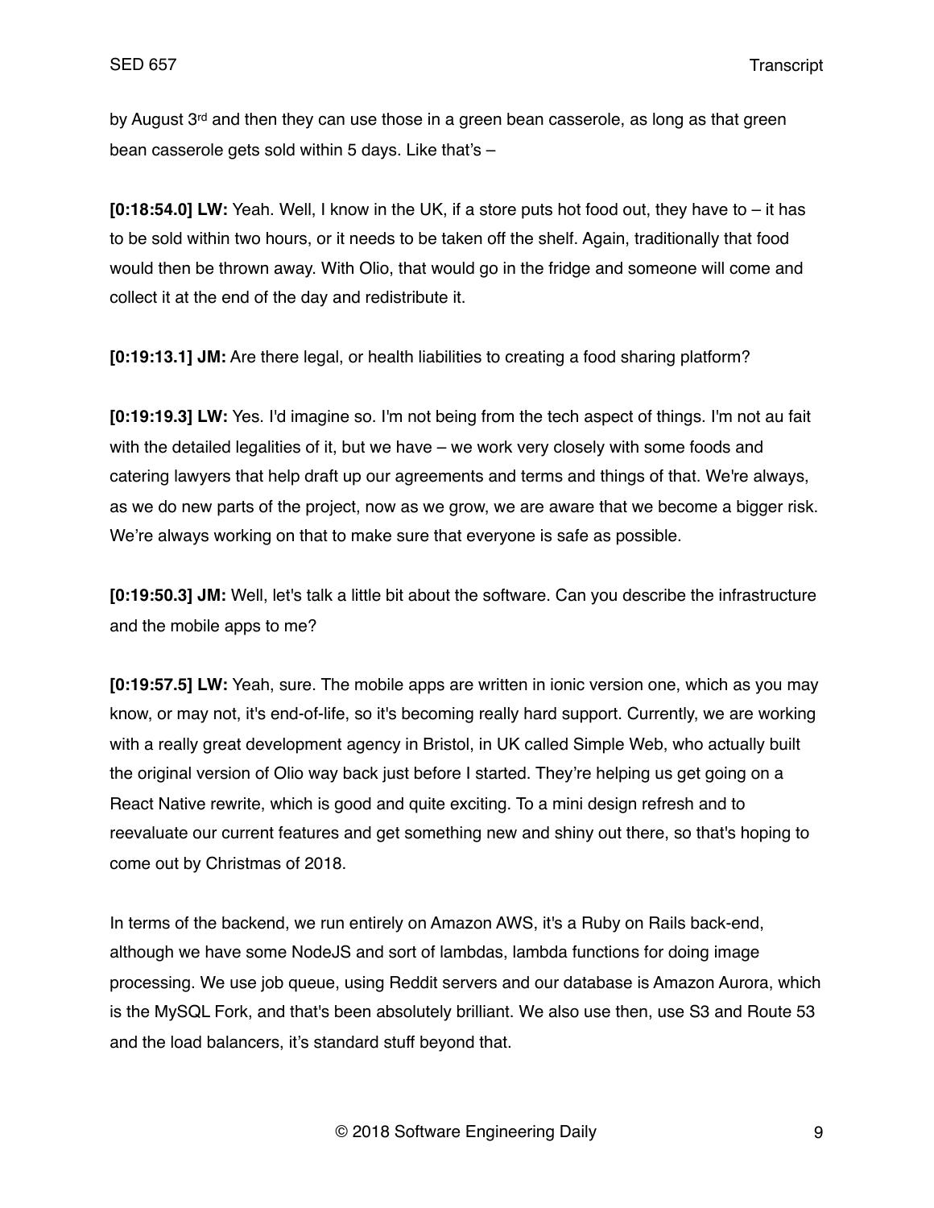by August 3rd and then they can use those in a green bean casserole, as long as that green bean casserole gets sold within 5 days. Like that's –

**[0:18:54.0] LW:** Yeah. Well, I know in the UK, if a store puts hot food out, they have to – it has to be sold within two hours, or it needs to be taken off the shelf. Again, traditionally that food would then be thrown away. With Olio, that would go in the fridge and someone will come and collect it at the end of the day and redistribute it.

**[0:19:13.1] JM:** Are there legal, or health liabilities to creating a food sharing platform?

**[0:19:19.3] LW:** Yes. I'd imagine so. I'm not being from the tech aspect of things. I'm not au fait with the detailed legalities of it, but we have – we work very closely with some foods and catering lawyers that help draft up our agreements and terms and things of that. We're always, as we do new parts of the project, now as we grow, we are aware that we become a bigger risk. We're always working on that to make sure that everyone is safe as possible.

**[0:19:50.3] JM:** Well, let's talk a little bit about the software. Can you describe the infrastructure and the mobile apps to me?

**[0:19:57.5] LW:** Yeah, sure. The mobile apps are written in ionic version one, which as you may know, or may not, it's end-of-life, so it's becoming really hard support. Currently, we are working with a really great development agency in Bristol, in UK called Simple Web, who actually built the original version of Olio way back just before I started. They're helping us get going on a React Native rewrite, which is good and quite exciting. To a mini design refresh and to reevaluate our current features and get something new and shiny out there, so that's hoping to come out by Christmas of 2018.

In terms of the backend, we run entirely on Amazon AWS, it's a Ruby on Rails back-end, although we have some NodeJS and sort of lambdas, lambda functions for doing image processing. We use job queue, using Reddit servers and our database is Amazon Aurora, which is the MySQL Fork, and that's been absolutely brilliant. We also use then, use S3 and Route 53 and the load balancers, it's standard stuff beyond that.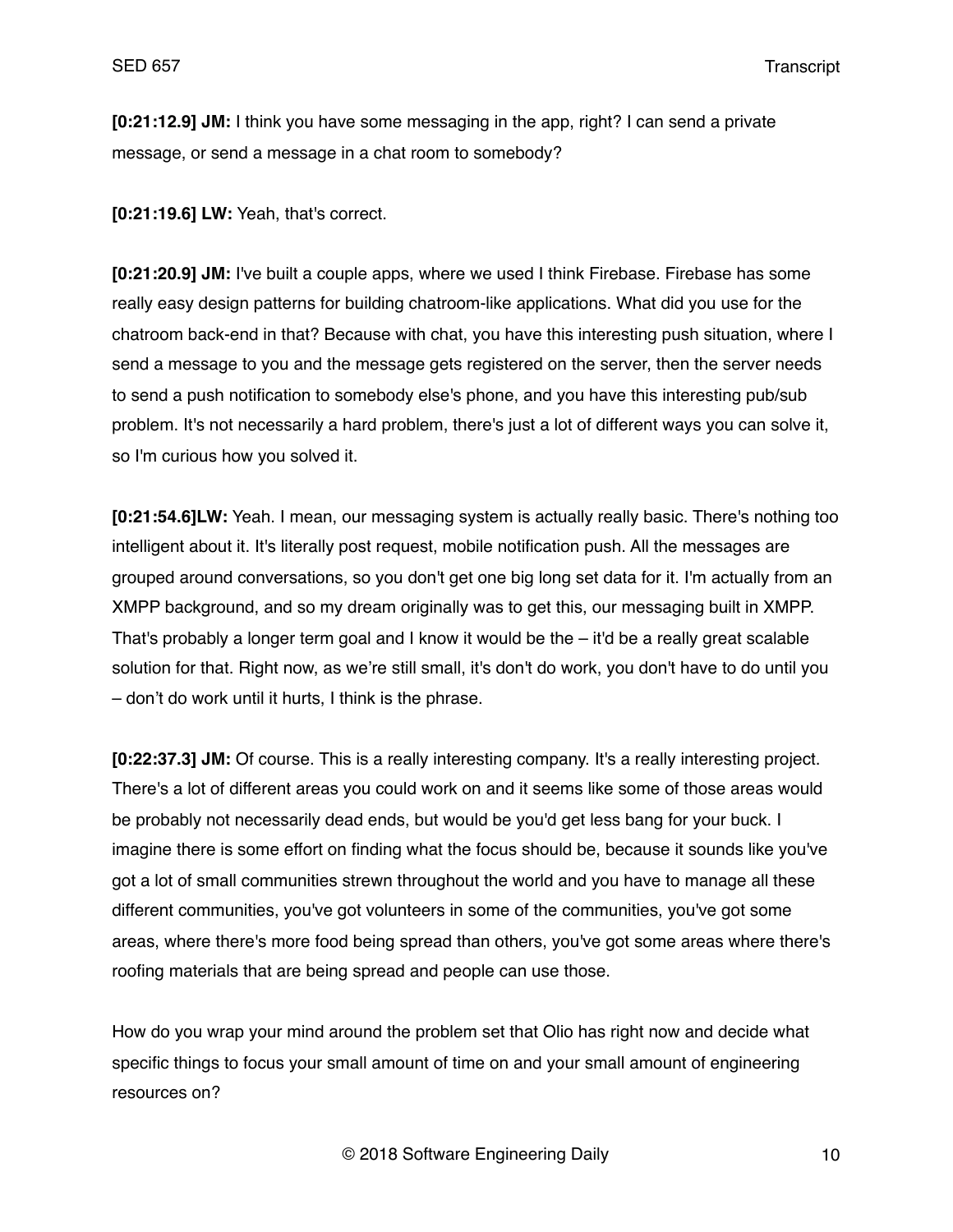**[0:21:12.9] JM:** I think you have some messaging in the app, right? I can send a private message, or send a message in a chat room to somebody?

**[0:21:19.6] LW:** Yeah, that's correct.

**[0:21:20.9] JM:** I've built a couple apps, where we used I think Firebase. Firebase has some really easy design patterns for building chatroom-like applications. What did you use for the chatroom back-end in that? Because with chat, you have this interesting push situation, where I send a message to you and the message gets registered on the server, then the server needs to send a push notification to somebody else's phone, and you have this interesting pub/sub problem. It's not necessarily a hard problem, there's just a lot of different ways you can solve it, so I'm curious how you solved it.

**[0:21:54.6]LW:** Yeah. I mean, our messaging system is actually really basic. There's nothing too intelligent about it. It's literally post request, mobile notification push. All the messages are grouped around conversations, so you don't get one big long set data for it. I'm actually from an XMPP background, and so my dream originally was to get this, our messaging built in XMPP. That's probably a longer term goal and I know it would be the – it'd be a really great scalable solution for that. Right now, as we're still small, it's don't do work, you don't have to do until you – don't do work until it hurts, I think is the phrase.

**[0:22:37.3] JM:** Of course. This is a really interesting company. It's a really interesting project. There's a lot of different areas you could work on and it seems like some of those areas would be probably not necessarily dead ends, but would be you'd get less bang for your buck. I imagine there is some effort on finding what the focus should be, because it sounds like you've got a lot of small communities strewn throughout the world and you have to manage all these different communities, you've got volunteers in some of the communities, you've got some areas, where there's more food being spread than others, you've got some areas where there's roofing materials that are being spread and people can use those.

How do you wrap your mind around the problem set that Olio has right now and decide what specific things to focus your small amount of time on and your small amount of engineering resources on?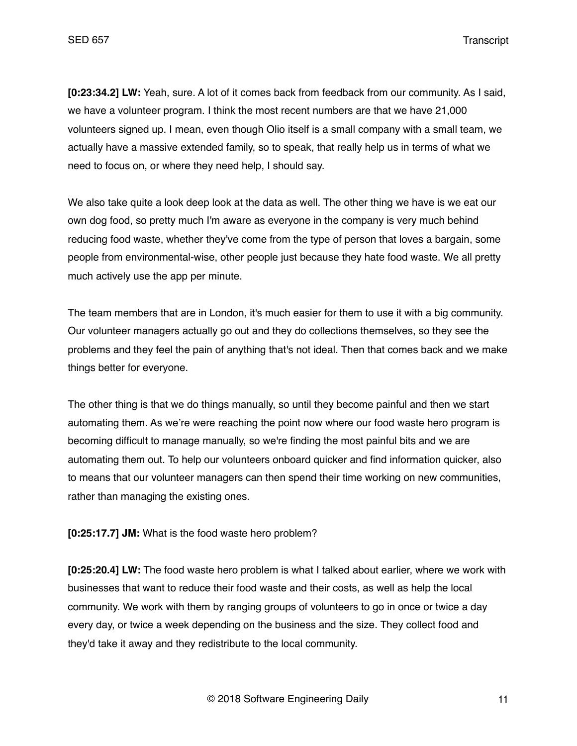**[0:23:34.2] LW:** Yeah, sure. A lot of it comes back from feedback from our community. As I said, we have a volunteer program. I think the most recent numbers are that we have 21,000 volunteers signed up. I mean, even though Olio itself is a small company with a small team, we actually have a massive extended family, so to speak, that really help us in terms of what we need to focus on, or where they need help, I should say.

We also take quite a look deep look at the data as well. The other thing we have is we eat our own dog food, so pretty much I'm aware as everyone in the company is very much behind reducing food waste, whether they've come from the type of person that loves a bargain, some people from environmental-wise, other people just because they hate food waste. We all pretty much actively use the app per minute.

The team members that are in London, it's much easier for them to use it with a big community. Our volunteer managers actually go out and they do collections themselves, so they see the problems and they feel the pain of anything that's not ideal. Then that comes back and we make things better for everyone.

The other thing is that we do things manually, so until they become painful and then we start automating them. As we're were reaching the point now where our food waste hero program is becoming difficult to manage manually, so we're finding the most painful bits and we are automating them out. To help our volunteers onboard quicker and find information quicker, also to means that our volunteer managers can then spend their time working on new communities, rather than managing the existing ones.

**[0:25:17.7] JM:** What is the food waste hero problem?

**[0:25:20.4] LW:** The food waste hero problem is what I talked about earlier, where we work with businesses that want to reduce their food waste and their costs, as well as help the local community. We work with them by ranging groups of volunteers to go in once or twice a day every day, or twice a week depending on the business and the size. They collect food and they'd take it away and they redistribute to the local community.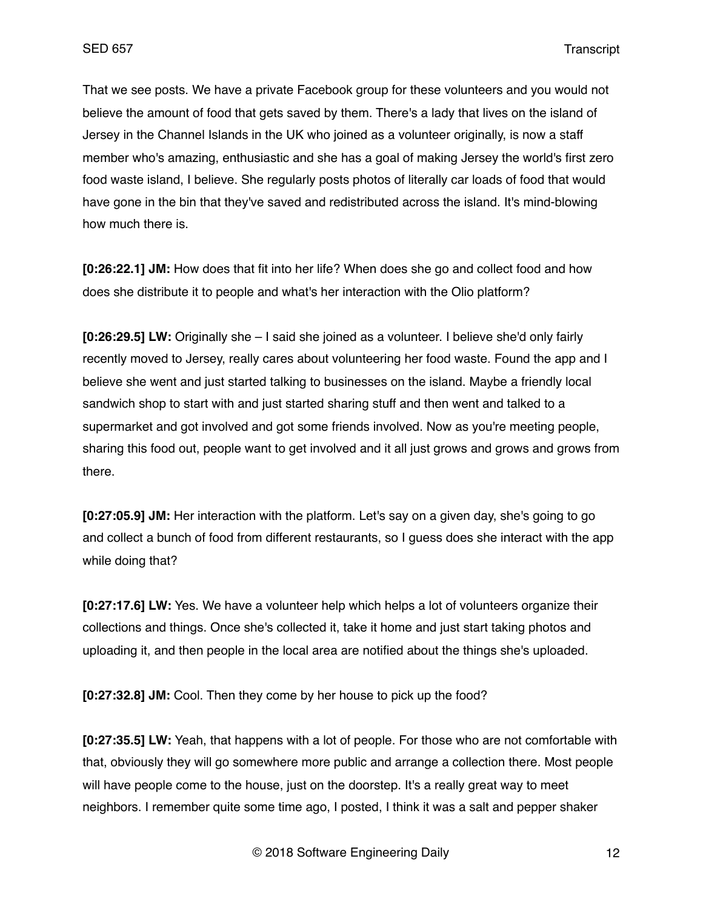That we see posts. We have a private Facebook group for these volunteers and you would not believe the amount of food that gets saved by them. There's a lady that lives on the island of Jersey in the Channel Islands in the UK who joined as a volunteer originally, is now a staff member who's amazing, enthusiastic and she has a goal of making Jersey the world's first zero food waste island, I believe. She regularly posts photos of literally car loads of food that would have gone in the bin that they've saved and redistributed across the island. It's mind-blowing how much there is.

**[0:26:22.1] JM:** How does that fit into her life? When does she go and collect food and how does she distribute it to people and what's her interaction with the Olio platform?

**[0:26:29.5] LW:** Originally she – I said she joined as a volunteer. I believe she'd only fairly recently moved to Jersey, really cares about volunteering her food waste. Found the app and I believe she went and just started talking to businesses on the island. Maybe a friendly local sandwich shop to start with and just started sharing stuff and then went and talked to a supermarket and got involved and got some friends involved. Now as you're meeting people, sharing this food out, people want to get involved and it all just grows and grows and grows from there.

**[0:27:05.9] JM:** Her interaction with the platform. Let's say on a given day, she's going to go and collect a bunch of food from different restaurants, so I guess does she interact with the app while doing that?

**[0:27:17.6] LW:** Yes. We have a volunteer help which helps a lot of volunteers organize their collections and things. Once she's collected it, take it home and just start taking photos and uploading it, and then people in the local area are notified about the things she's uploaded.

**[0:27:32.8] JM:** Cool. Then they come by her house to pick up the food?

**[0:27:35.5] LW:** Yeah, that happens with a lot of people. For those who are not comfortable with that, obviously they will go somewhere more public and arrange a collection there. Most people will have people come to the house, just on the doorstep. It's a really great way to meet neighbors. I remember quite some time ago, I posted, I think it was a salt and pepper shaker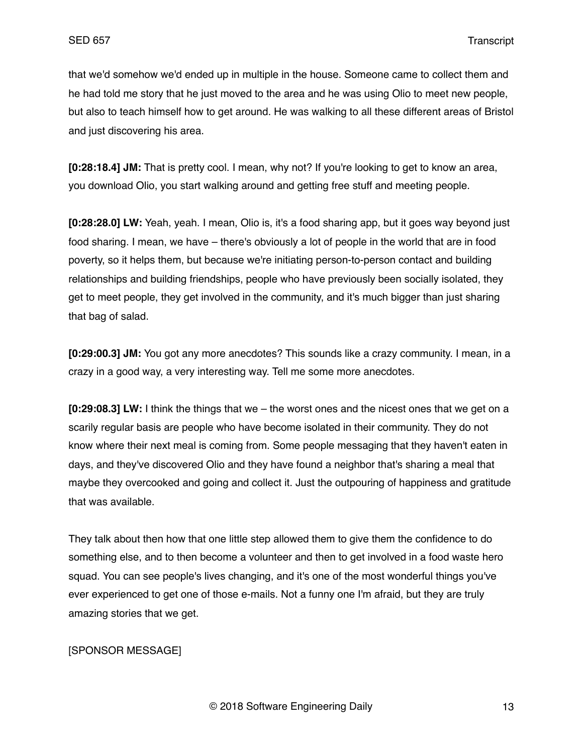that we'd somehow we'd ended up in multiple in the house. Someone came to collect them and he had told me story that he just moved to the area and he was using Olio to meet new people, but also to teach himself how to get around. He was walking to all these different areas of Bristol and just discovering his area.

**[0:28:18.4] JM:** That is pretty cool. I mean, why not? If you're looking to get to know an area, you download Olio, you start walking around and getting free stuff and meeting people.

**[0:28:28.0] LW:** Yeah, yeah. I mean, Olio is, it's a food sharing app, but it goes way beyond just food sharing. I mean, we have – there's obviously a lot of people in the world that are in food poverty, so it helps them, but because we're initiating person-to-person contact and building relationships and building friendships, people who have previously been socially isolated, they get to meet people, they get involved in the community, and it's much bigger than just sharing that bag of salad.

**[0:29:00.3] JM:** You got any more anecdotes? This sounds like a crazy community. I mean, in a crazy in a good way, a very interesting way. Tell me some more anecdotes.

**[0:29:08.3] LW:** I think the things that we – the worst ones and the nicest ones that we get on a scarily regular basis are people who have become isolated in their community. They do not know where their next meal is coming from. Some people messaging that they haven't eaten in days, and they've discovered Olio and they have found a neighbor that's sharing a meal that maybe they overcooked and going and collect it. Just the outpouring of happiness and gratitude that was available.

They talk about then how that one little step allowed them to give them the confidence to do something else, and to then become a volunteer and then to get involved in a food waste hero squad. You can see people's lives changing, and it's one of the most wonderful things you've ever experienced to get one of those e-mails. Not a funny one I'm afraid, but they are truly amazing stories that we get.

[SPONSOR MESSAGE]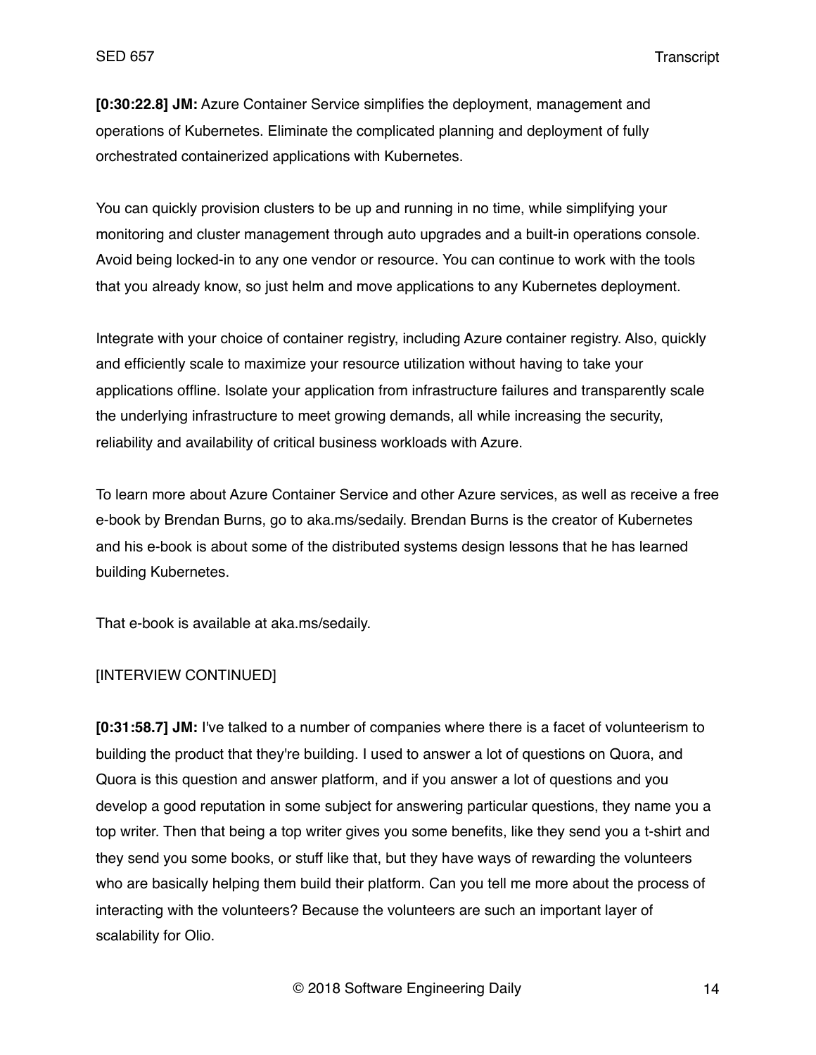**[0:30:22.8] JM:** Azure Container Service simplifies the deployment, management and operations of Kubernetes. Eliminate the complicated planning and deployment of fully orchestrated containerized applications with Kubernetes.

You can quickly provision clusters to be up and running in no time, while simplifying your monitoring and cluster management through auto upgrades and a built-in operations console. Avoid being locked-in to any one vendor or resource. You can continue to work with the tools that you already know, so just helm and move applications to any Kubernetes deployment.

Integrate with your choice of container registry, including Azure container registry. Also, quickly and efficiently scale to maximize your resource utilization without having to take your applications offline. Isolate your application from infrastructure failures and transparently scale the underlying infrastructure to meet growing demands, all while increasing the security, reliability and availability of critical business workloads with Azure.

To learn more about Azure Container Service and other Azure services, as well as receive a free e-book by Brendan Burns, go to aka.ms/sedaily. Brendan Burns is the creator of Kubernetes and his e-book is about some of the distributed systems design lessons that he has learned building Kubernetes.

That e-book is available at aka.ms/sedaily.

[INTERVIEW CONTINUED]

**[0:31:58.7] JM:** I've talked to a number of companies where there is a facet of volunteerism to building the product that they're building. I used to answer a lot of questions on Quora, and Quora is this question and answer platform, and if you answer a lot of questions and you develop a good reputation in some subject for answering particular questions, they name you a top writer. Then that being a top writer gives you some benefits, like they send you a t-shirt and they send you some books, or stuff like that, but they have ways of rewarding the volunteers who are basically helping them build their platform. Can you tell me more about the process of interacting with the volunteers? Because the volunteers are such an important layer of scalability for Olio.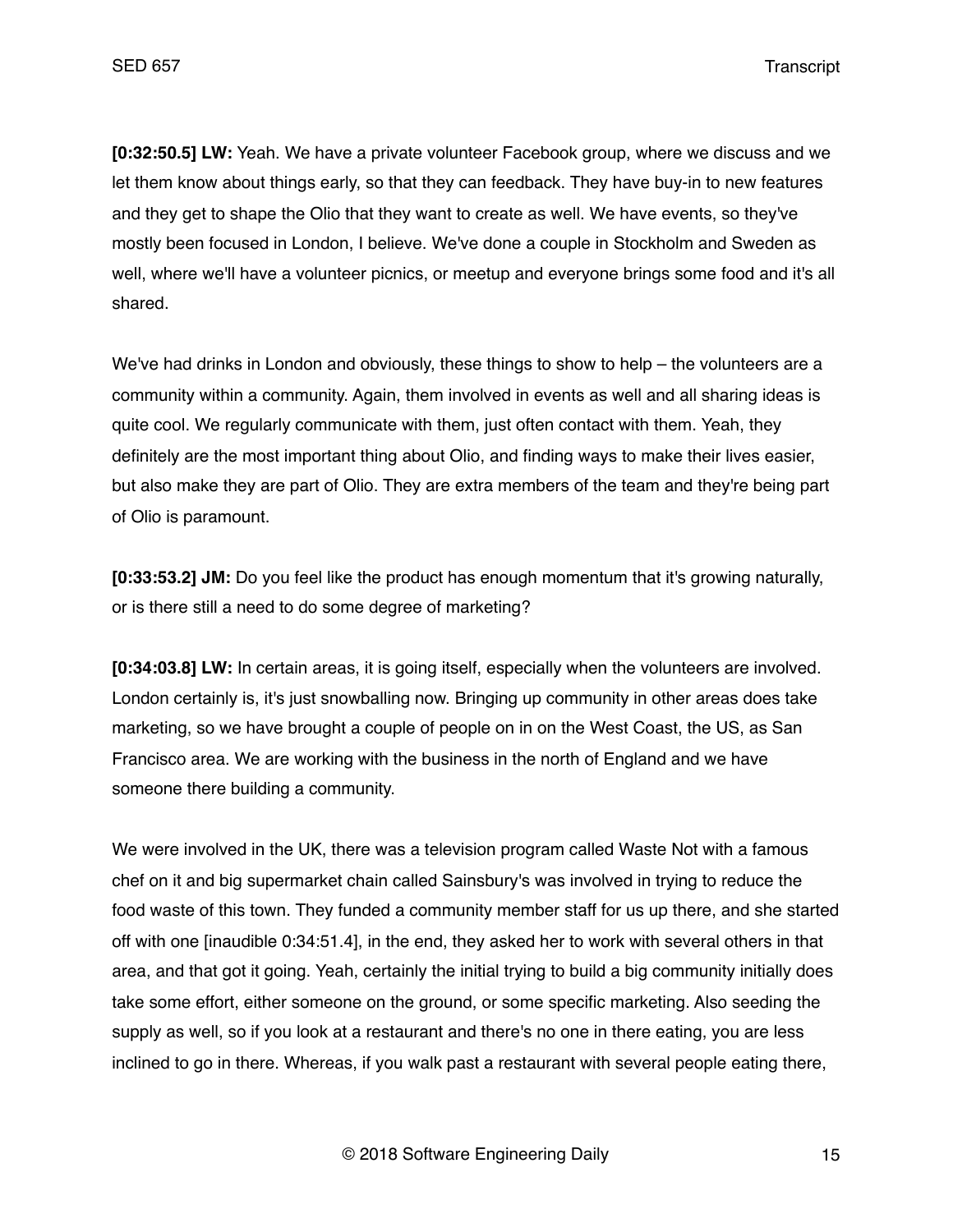**[0:32:50.5] LW:** Yeah. We have a private volunteer Facebook group, where we discuss and we let them know about things early, so that they can feedback. They have buy-in to new features and they get to shape the Olio that they want to create as well. We have events, so they've mostly been focused in London, I believe. We've done a couple in Stockholm and Sweden as well, where we'll have a volunteer picnics, or meetup and everyone brings some food and it's all shared.

We've had drinks in London and obviously, these things to show to help – the volunteers are a community within a community. Again, them involved in events as well and all sharing ideas is quite cool. We regularly communicate with them, just often contact with them. Yeah, they definitely are the most important thing about Olio, and finding ways to make their lives easier, but also make they are part of Olio. They are extra members of the team and they're being part of Olio is paramount.

**[0:33:53.2] JM:** Do you feel like the product has enough momentum that it's growing naturally, or is there still a need to do some degree of marketing?

**[0:34:03.8] LW:** In certain areas, it is going itself, especially when the volunteers are involved. London certainly is, it's just snowballing now. Bringing up community in other areas does take marketing, so we have brought a couple of people on in on the West Coast, the US, as San Francisco area. We are working with the business in the north of England and we have someone there building a community.

We were involved in the UK, there was a television program called Waste Not with a famous chef on it and big supermarket chain called Sainsbury's was involved in trying to reduce the food waste of this town. They funded a community member staff for us up there, and she started off with one [inaudible 0:34:51.4], in the end, they asked her to work with several others in that area, and that got it going. Yeah, certainly the initial trying to build a big community initially does take some effort, either someone on the ground, or some specific marketing. Also seeding the supply as well, so if you look at a restaurant and there's no one in there eating, you are less inclined to go in there. Whereas, if you walk past a restaurant with several people eating there,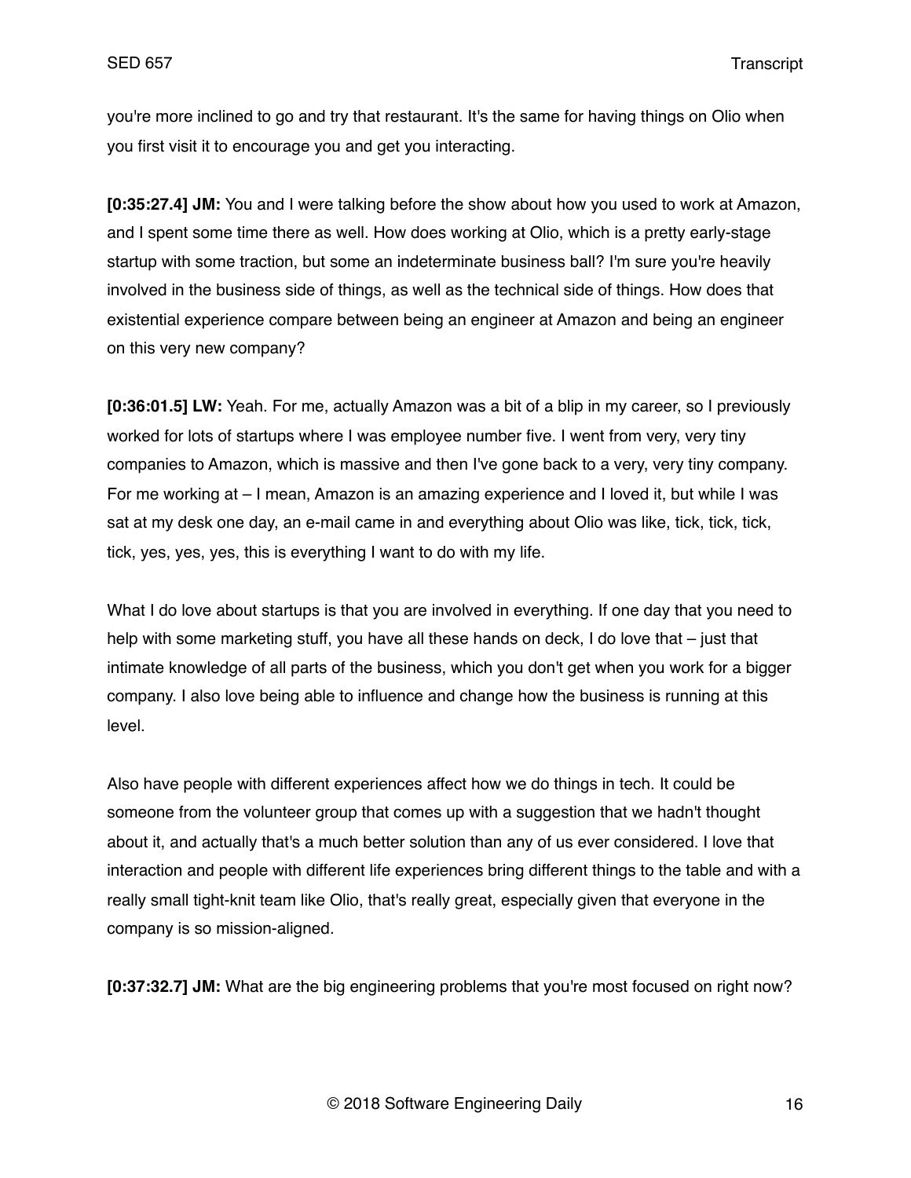you're more inclined to go and try that restaurant. It's the same for having things on Olio when you first visit it to encourage you and get you interacting.

**[0:35:27.4] JM:** You and I were talking before the show about how you used to work at Amazon, and I spent some time there as well. How does working at Olio, which is a pretty early-stage startup with some traction, but some an indeterminate business ball? I'm sure you're heavily involved in the business side of things, as well as the technical side of things. How does that existential experience compare between being an engineer at Amazon and being an engineer on this very new company?

**[0:36:01.5] LW:** Yeah. For me, actually Amazon was a bit of a blip in my career, so I previously worked for lots of startups where I was employee number five. I went from very, very tiny companies to Amazon, which is massive and then I've gone back to a very, very tiny company. For me working at – I mean, Amazon is an amazing experience and I loved it, but while I was sat at my desk one day, an e-mail came in and everything about Olio was like, tick, tick, tick, tick, yes, yes, yes, this is everything I want to do with my life.

What I do love about startups is that you are involved in everything. If one day that you need to help with some marketing stuff, you have all these hands on deck, I do love that – just that intimate knowledge of all parts of the business, which you don't get when you work for a bigger company. I also love being able to influence and change how the business is running at this level.

Also have people with different experiences affect how we do things in tech. It could be someone from the volunteer group that comes up with a suggestion that we hadn't thought about it, and actually that's a much better solution than any of us ever considered. I love that interaction and people with different life experiences bring different things to the table and with a really small tight-knit team like Olio, that's really great, especially given that everyone in the company is so mission-aligned.

**[0:37:32.7] JM:** What are the big engineering problems that you're most focused on right now?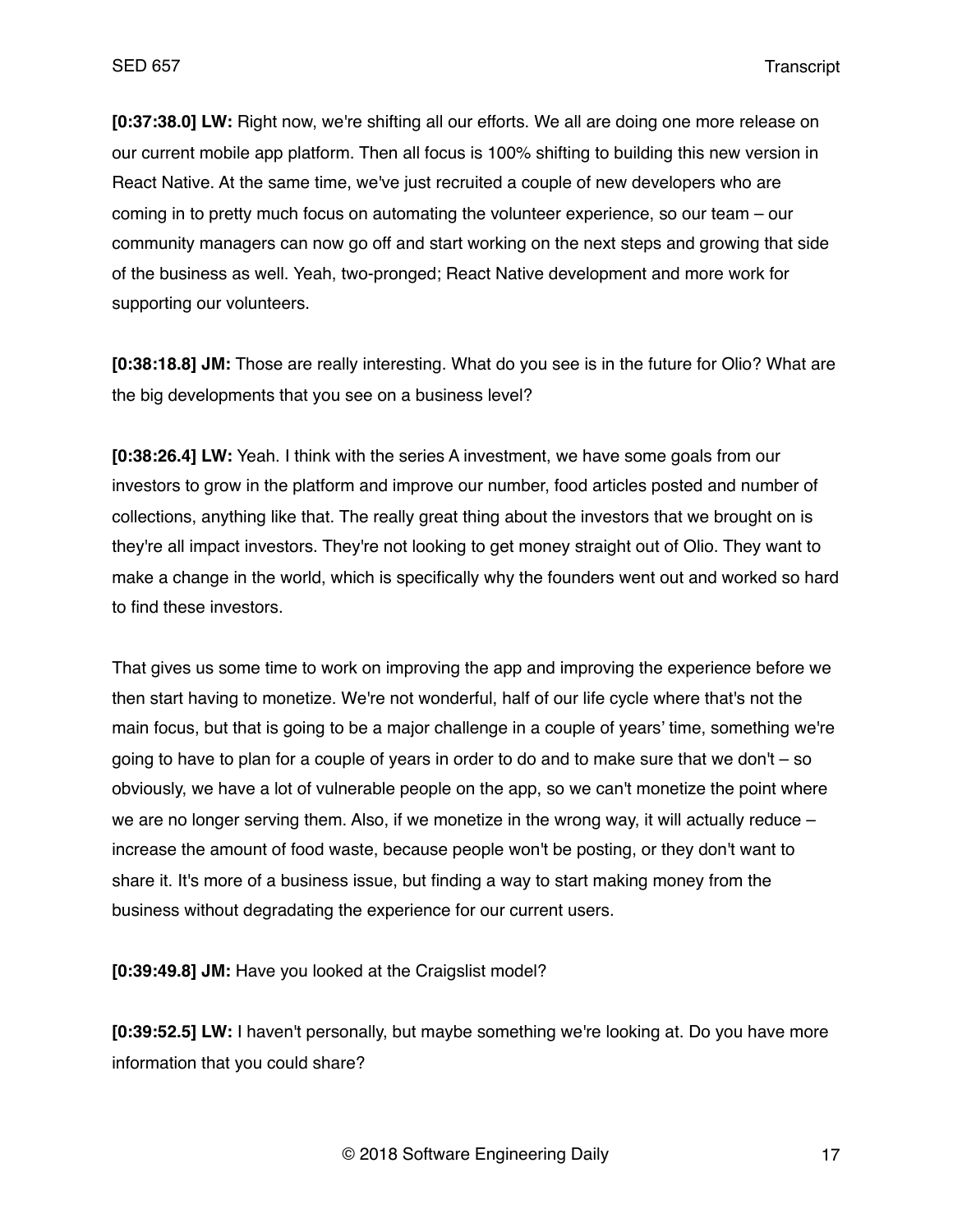**[0:37:38.0] LW:** Right now, we're shifting all our efforts. We all are doing one more release on our current mobile app platform. Then all focus is 100% shifting to building this new version in React Native. At the same time, we've just recruited a couple of new developers who are coming in to pretty much focus on automating the volunteer experience, so our team – our community managers can now go off and start working on the next steps and growing that side of the business as well. Yeah, two-pronged; React Native development and more work for supporting our volunteers.

**[0:38:18.8] JM:** Those are really interesting. What do you see is in the future for Olio? What are the big developments that you see on a business level?

**[0:38:26.4] LW:** Yeah. I think with the series A investment, we have some goals from our investors to grow in the platform and improve our number, food articles posted and number of collections, anything like that. The really great thing about the investors that we brought on is they're all impact investors. They're not looking to get money straight out of Olio. They want to make a change in the world, which is specifically why the founders went out and worked so hard to find these investors.

That gives us some time to work on improving the app and improving the experience before we then start having to monetize. We're not wonderful, half of our life cycle where that's not the main focus, but that is going to be a major challenge in a couple of years' time, something we're going to have to plan for a couple of years in order to do and to make sure that we don't – so obviously, we have a lot of vulnerable people on the app, so we can't monetize the point where we are no longer serving them. Also, if we monetize in the wrong way, it will actually reduce – increase the amount of food waste, because people won't be posting, or they don't want to share it. It's more of a business issue, but finding a way to start making money from the business without degradating the experience for our current users.

**[0:39:49.8] JM:** Have you looked at the Craigslist model?

**[0:39:52.5] LW:** I haven't personally, but maybe something we're looking at. Do you have more information that you could share?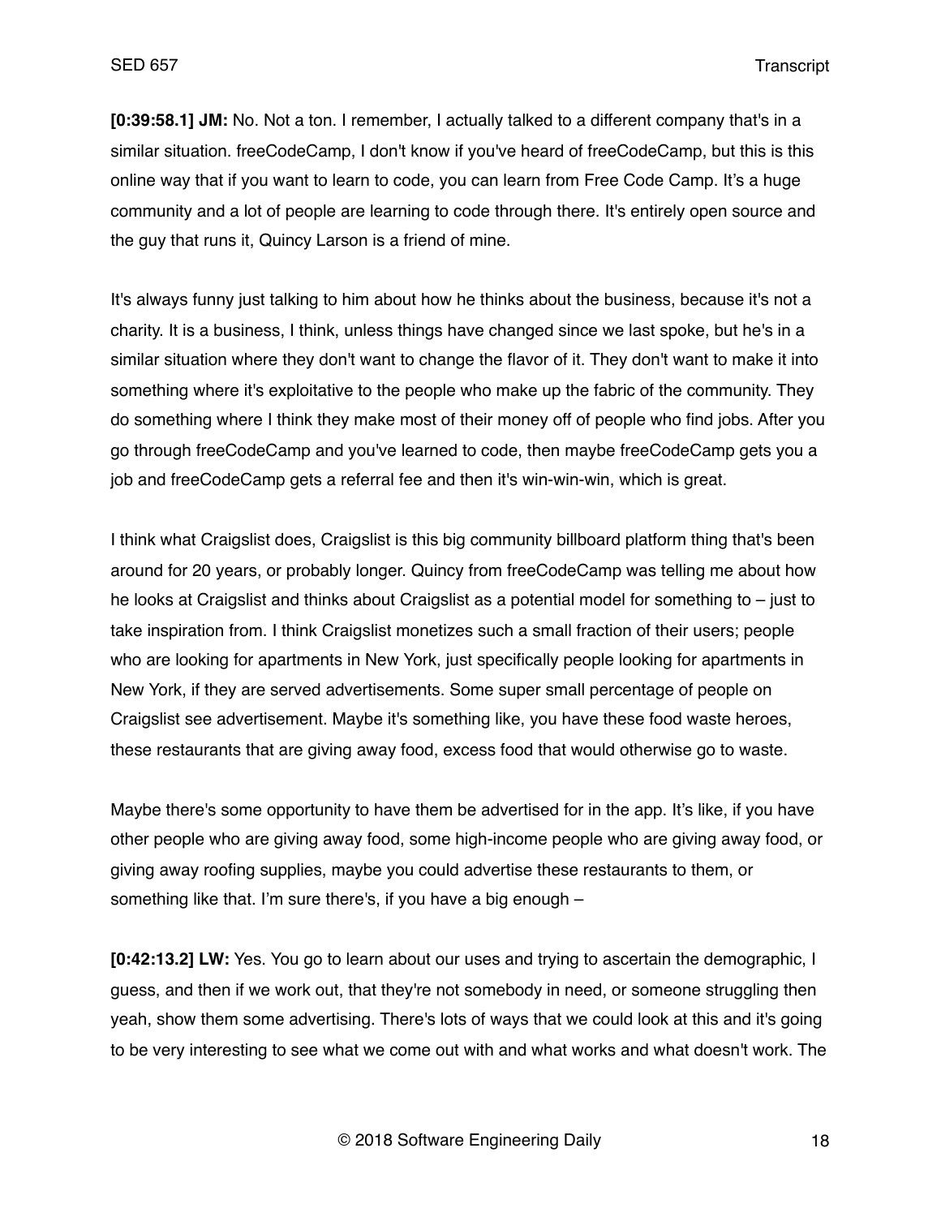**[0:39:58.1] JM:** No. Not a ton. I remember, I actually talked to a different company that's in a similar situation. freeCodeCamp, I don't know if you've heard of freeCodeCamp, but this is this online way that if you want to learn to code, you can learn from Free Code Camp. It's a huge community and a lot of people are learning to code through there. It's entirely open source and the guy that runs it, Quincy Larson is a friend of mine.

It's always funny just talking to him about how he thinks about the business, because it's not a charity. It is a business, I think, unless things have changed since we last spoke, but he's in a similar situation where they don't want to change the flavor of it. They don't want to make it into something where it's exploitative to the people who make up the fabric of the community. They do something where I think they make most of their money off of people who find jobs. After you go through freeCodeCamp and you've learned to code, then maybe freeCodeCamp gets you a job and freeCodeCamp gets a referral fee and then it's win-win-win, which is great.

I think what Craigslist does, Craigslist is this big community billboard platform thing that's been around for 20 years, or probably longer. Quincy from freeCodeCamp was telling me about how he looks at Craigslist and thinks about Craigslist as a potential model for something to – just to take inspiration from. I think Craigslist monetizes such a small fraction of their users; people who are looking for apartments in New York, just specifically people looking for apartments in New York, if they are served advertisements. Some super small percentage of people on Craigslist see advertisement. Maybe it's something like, you have these food waste heroes, these restaurants that are giving away food, excess food that would otherwise go to waste.

Maybe there's some opportunity to have them be advertised for in the app. It's like, if you have other people who are giving away food, some high-income people who are giving away food, or giving away roofing supplies, maybe you could advertise these restaurants to them, or something like that. I'm sure there's, if you have a big enough –

**[0:42:13.2] LW:** Yes. You go to learn about our uses and trying to ascertain the demographic, I guess, and then if we work out, that they're not somebody in need, or someone struggling then yeah, show them some advertising. There's lots of ways that we could look at this and it's going to be very interesting to see what we come out with and what works and what doesn't work. The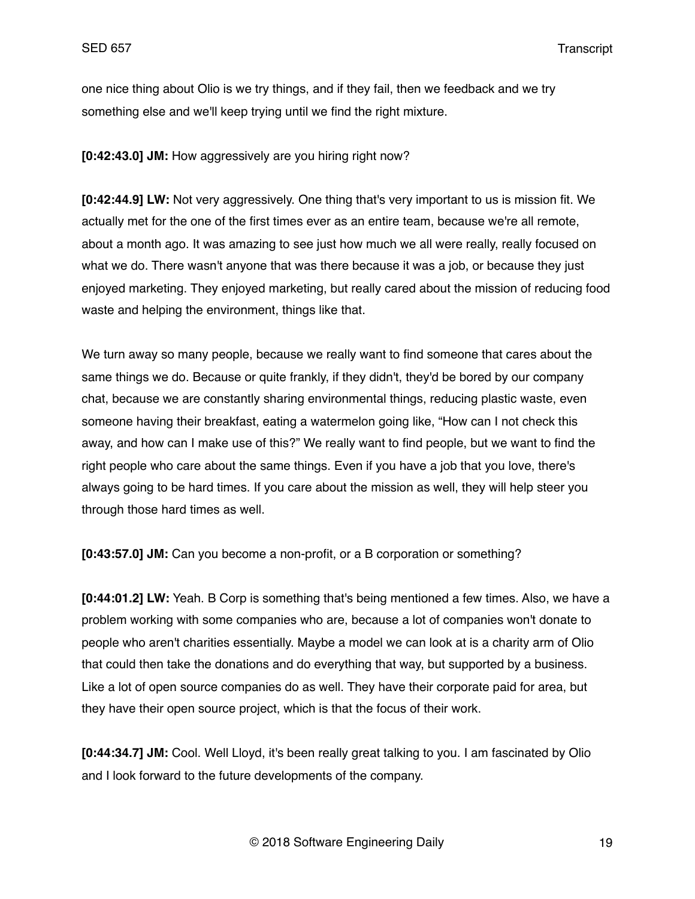one nice thing about Olio is we try things, and if they fail, then we feedback and we try something else and we'll keep trying until we find the right mixture.

**[0:42:43.0] JM:** How aggressively are you hiring right now?

**[0:42:44.9] LW:** Not very aggressively. One thing that's very important to us is mission fit. We actually met for the one of the first times ever as an entire team, because we're all remote, about a month ago. It was amazing to see just how much we all were really, really focused on what we do. There wasn't anyone that was there because it was a job, or because they just enjoyed marketing. They enjoyed marketing, but really cared about the mission of reducing food waste and helping the environment, things like that.

We turn away so many people, because we really want to find someone that cares about the same things we do. Because or quite frankly, if they didn't, they'd be bored by our company chat, because we are constantly sharing environmental things, reducing plastic waste, even someone having their breakfast, eating a watermelon going like, "How can I not check this away, and how can I make use of this?" We really want to find people, but we want to find the right people who care about the same things. Even if you have a job that you love, there's always going to be hard times. If you care about the mission as well, they will help steer you through those hard times as well.

**[0:43:57.0] JM:** Can you become a non-profit, or a B corporation or something?

**[0:44:01.2] LW:** Yeah. B Corp is something that's being mentioned a few times. Also, we have a problem working with some companies who are, because a lot of companies won't donate to people who aren't charities essentially. Maybe a model we can look at is a charity arm of Olio that could then take the donations and do everything that way, but supported by a business. Like a lot of open source companies do as well. They have their corporate paid for area, but they have their open source project, which is that the focus of their work.

**[0:44:34.7] JM:** Cool. Well Lloyd, it's been really great talking to you. I am fascinated by Olio and I look forward to the future developments of the company.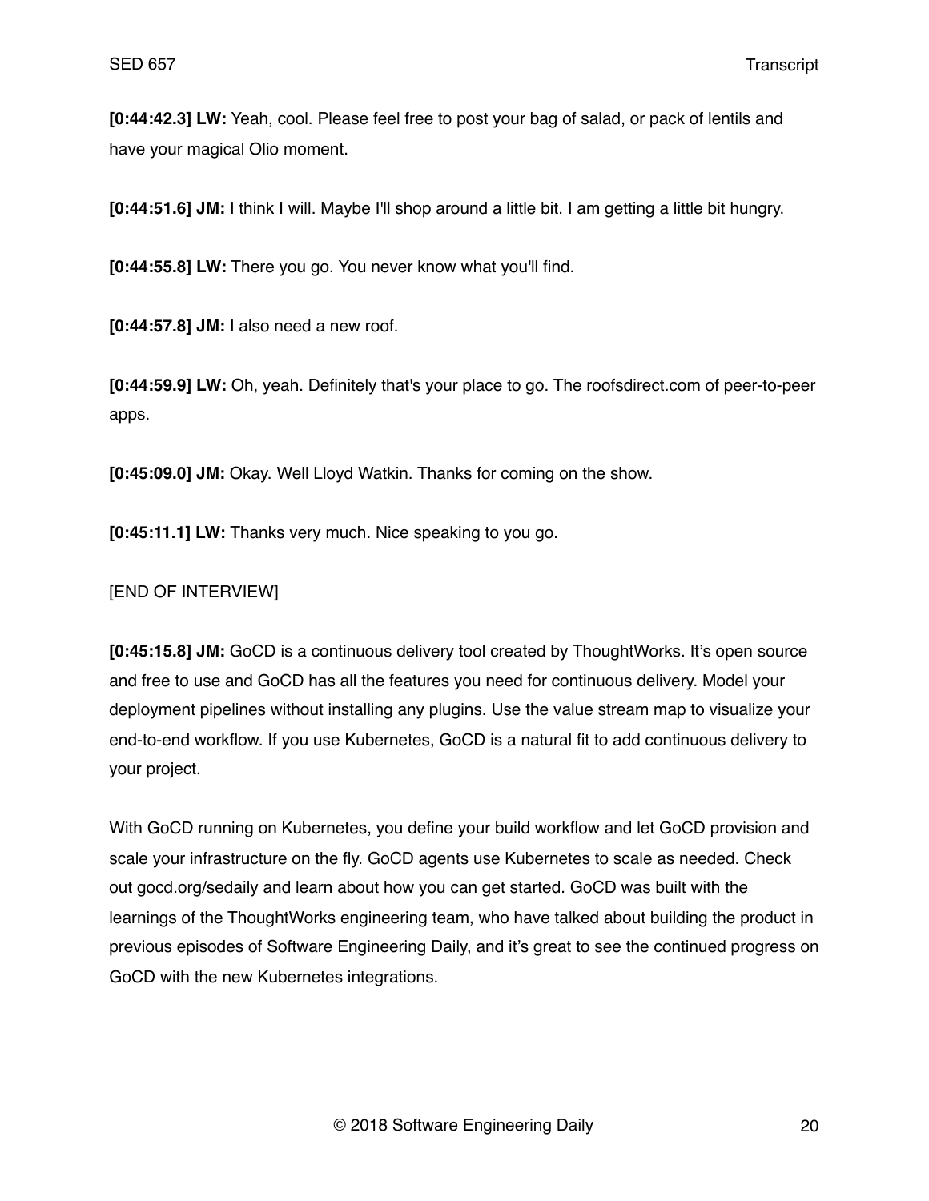**[0:44:42.3] LW:** Yeah, cool. Please feel free to post your bag of salad, or pack of lentils and have your magical Olio moment.

**[0:44:51.6] JM:** I think I will. Maybe I'll shop around a little bit. I am getting a little bit hungry.

**[0:44:55.8] LW:** There you go. You never know what you'll find.

**[0:44:57.8] JM:** I also need a new roof.

**[0:44:59.9] LW:** Oh, yeah. Definitely that's your place to go. The roofsdirect.com of peer-to-peer apps.

**[0:45:09.0] JM:** Okay. Well Lloyd Watkin. Thanks for coming on the show.

**[0:45:11.1] LW:** Thanks very much. Nice speaking to you go.

[END OF INTERVIEW]

**[0:45:15.8] JM:** GoCD is a continuous delivery tool created by ThoughtWorks. It's open source and free to use and GoCD has all the features you need for continuous delivery. Model your deployment pipelines without installing any plugins. Use the value stream map to visualize your end-to-end workflow. If you use Kubernetes, GoCD is a natural fit to add continuous delivery to your project.

With GoCD running on Kubernetes, you define your build workflow and let GoCD provision and scale your infrastructure on the fly. GoCD agents use Kubernetes to scale as needed. Check out gocd.org/sedaily and learn about how you can get started. GoCD was built with the learnings of the ThoughtWorks engineering team, who have talked about building the product in previous episodes of Software Engineering Daily, and it's great to see the continued progress on GoCD with the new Kubernetes integrations.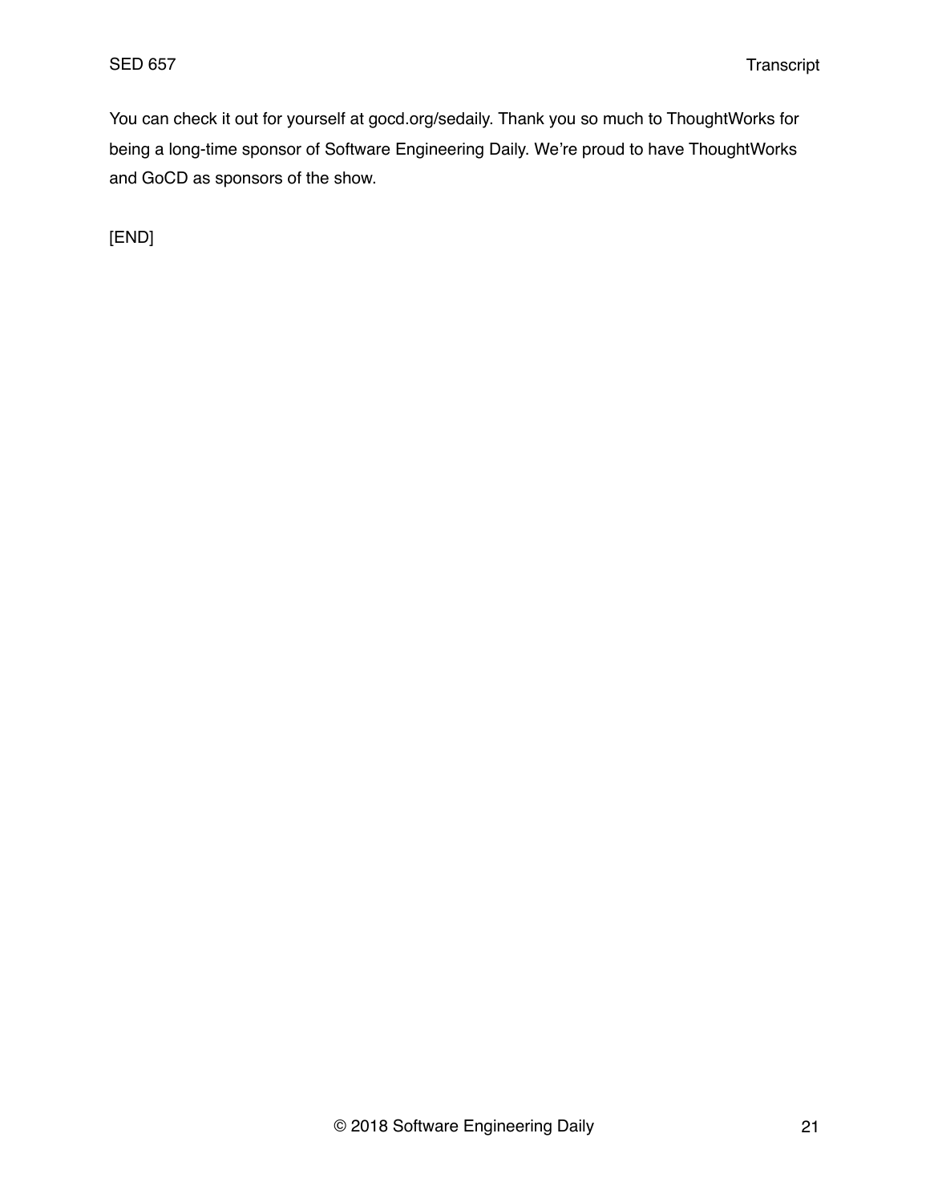You can check it out for yourself at gocd.org/sedaily. Thank you so much to ThoughtWorks for being a long-time sponsor of Software Engineering Daily. We're proud to have ThoughtWorks and GoCD as sponsors of the show.

[END]